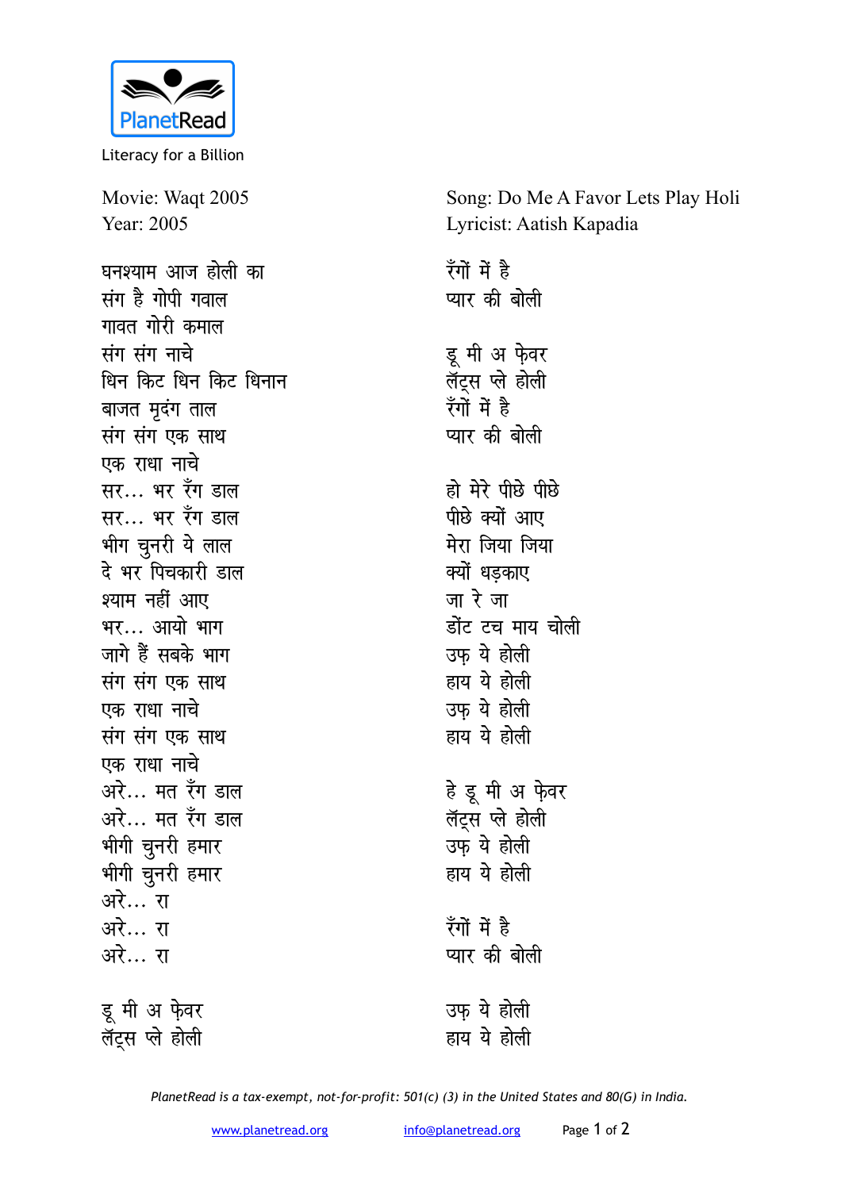PlanetRead

Literacy for a Billion

Movie: Waqt 2005
Year: 2005

Song: Do Me A Favor Lets Play Holi
Lyricist: Aatish Kapadia

घनश्याम आज होली का
संग है गोपी गवाल
गावत गोरी कमाल
संग संग नाचे
धिन किट धिन किट धिनान
बाजत मृदंग ताल
संग संग एक साथ
एक राधा नाचे
सर... भर रँग डाल
सर... भर रँग डाल
भीग चुनरी ये लाल
दे भर पिचकारी डाल
श्याम नहीं आए
भर... आयो भाग
जागे हैं सबके भाग
संग संग एक साथ
एक राधा नाचे
संग संग एक साथ
एक राधा नाचे
अरे... मत रँग डाल
अरे... मत रँग डाल
भीगी चुनरी हमार
भीगी चुनरी हमार
अरे... रा
अरे... रा
अरे... रा

डू मी अ फ़ेवर
लॅट्स प्ले होली
रँगों में है
प्यार की बोली

डू मी अ फ़ेवर
लॅट्स प्ले होली
रँगों में है
प्यार की बोली

हो मेरे पीछे पीछे
पीछे क्यों आए
मेरा जिया जिया
क्यों धड़काए
जा रे जा
डोंट टच माय चोली
उफ़ ये होली
हाय ये होली
उफ़ ये होली
हाय ये होली

हे डू मी अ फ़ेवर
लॅट्स प्ले होली
उफ़ ये होली
हाय ये होली

रँगों में है
प्यार की बोली

उफ़ ये होली
हाय ये होली

*PlanetRead is a tax-exempt, not-for-profit: 501(c) (3) in the United States and 80(G) in India.*

www.planetread.org info@planetread.org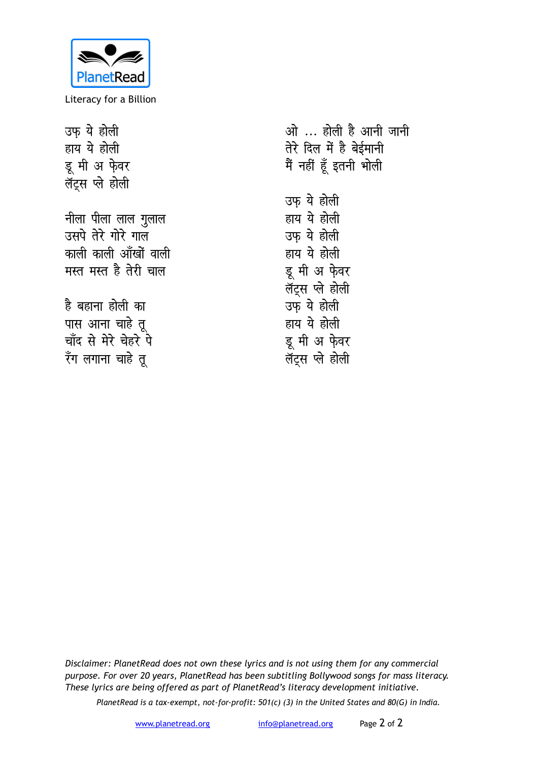PlanetRead

Literacy for a Billion

उफ़ ये होली
हाय ये होली
डू मी अ फ़ेवर
लॅट्स प्ले होली

नीला पीला लाल गुलाल
उसपे तेरे गोरे गाल
काली काली आँखों वाली
मस्त मस्त है तेरी चाल

है बहाना होली का
पास आना चाहे तू
चाँद से मेरे चेहरे पे
रँग लगाना चाहे तू

ओ ... होली है आनी जानी
तेरे दिल में है बेईमानी
मैं नहीं हूँ इतनी भोली

उफ़ ये होली
हाय ये होली
उफ़ ये होली
हाय ये होली
डू मी अ फ़ेवर
लॅट्स प्ले होली
उफ़ ये होली
हाय ये होली
डू मी अ फ़ेवर
लॅट्स प्ले होली

*Disclaimer: PlanetRead does not own these lyrics and is not using them for any commercial purpose. For over 20 years, PlanetRead has been subtitling Bollywood songs for mass literacy. These lyrics are being offered as part of PlanetRead's literacy development initiative.*

*PlanetRead is a tax-exempt, not-for-profit: 501(c) (3) in the United States and 80(G) in India.*

www.planetread.org info@planetread.org